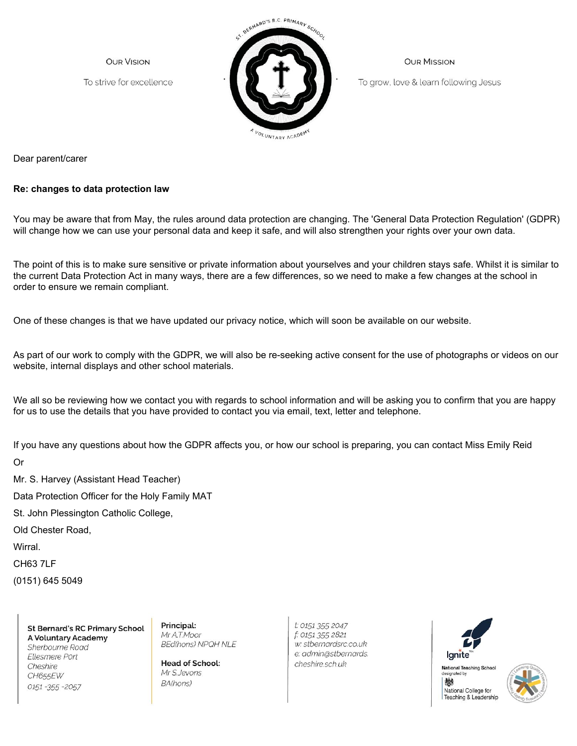Our Vision

To strive for excellence

Our Mission

To grow, love & learn following Jesus

Dear parent/carer

**Re: changes to data protection law**

You may be aware that from May, the rules around data protection are changing. The 'General Data Protection Regulation' (GDPR) will change how we can use your personal data and keep it safe, and will also strengthen your rights over your own data.

The point of this is to make sure sensitive or private information about yourselves and your children stays safe. Whilst it is similar to the current Data Protection Act in many ways, there are a few differences, so we need to make a few changes at the school in order to ensure we remain compliant.

One of these changes is that we have updated our privacy notice, which will soon be available on our website.

As part of our work to comply with the GDPR, we will also be re-seeking active consent for the use of photographs or videos on our website, internal displays and other school materials.

We all so be reviewing how we contact you with regards to school information and will be asking you to confirm that you are happy for us to use the details that you have provided to contact you via email, text, letter and telephone.

If you have any questions about how the GDPR affects you, or how our school is preparing, you can contact Miss Emily Reid

Or

Mr. S. Harvey (Assistant Head Teacher)

Data Protection Officer for the Holy Family MAT

St. John Plessington Catholic College,

Old Chester Road,

Wirral.

CH63 7LF

(0151) 645 5049

**St Bernard's RC Primary School**
**A Voluntary Academy**
*Sherbourne Road*
*Ellesmere Port*
*Cheshire*
*CH655EW*
*0151 -355 -2057*

**Principal:**
*Mr A.T.Moor*
*BEd(hons) NPQH NLE*

**Head of School:**
*Mr S.Jevons*
*BA(hons)*

*t: 0151 355 2047*
*f: 0151 355 2821*
*w: stbernardsrc.co.uk*
*e: admin@stbernards.cheshire.sch.uk*

Ignite TSA

National Teaching School designated by National College for Teaching & Leadership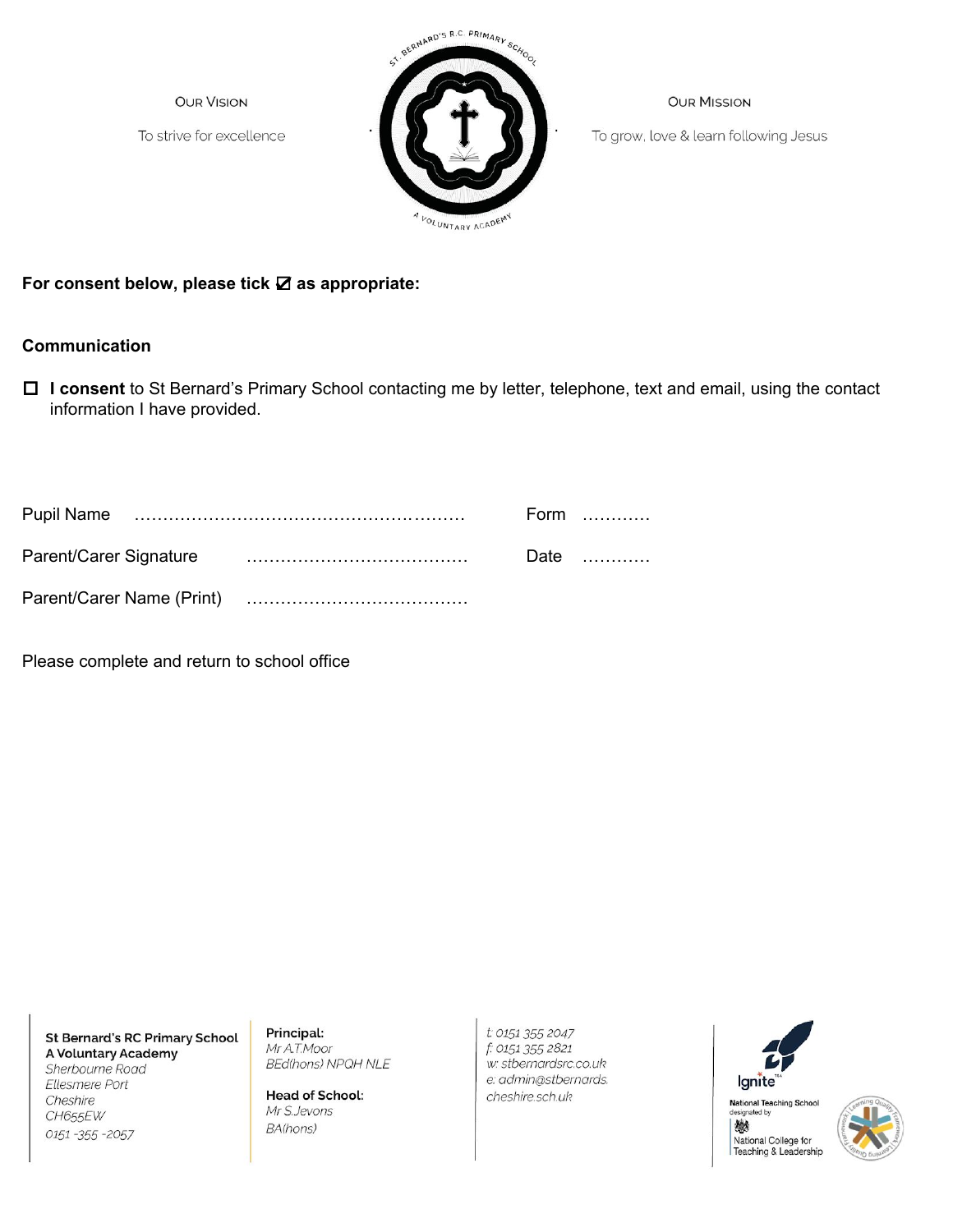Our Vision

To strive for excellence

Our Mission

To grow, love & learn following Jesus

**For consent below, please tick ☑ as appropriate:**

**Communication**

☐ **I consent** to St Bernard's Primary School contacting me by letter, telephone, text and email, using the contact information I have provided.

Pupil Name ………………………………………………… Form …………

Parent/Carer Signature ………………………………… Date …………

Parent/Carer Name (Print) …………………………………

Please complete and return to school office

**St Bernard's RC Primary School**
**A Voluntary Academy**
*Sherbourne Road*
*Ellesmere Port*
*Cheshire*
*CH655EW*
*0151 -355 -2057*

**Principal:**
*Mr A.T.Moor*
*BEd(hons) NPQH NLE*

**Head of School:**
*Mr S.Jevons*
*BA(hons)*

*t: 0151 355 2047*
*f: 0151 355 2821*
*w: stbernardsrc.co.uk*
*e: admin@stbernards.cheshire.sch.uk*

Ignite TSA

National Teaching School designated by National College for Teaching & Leadership